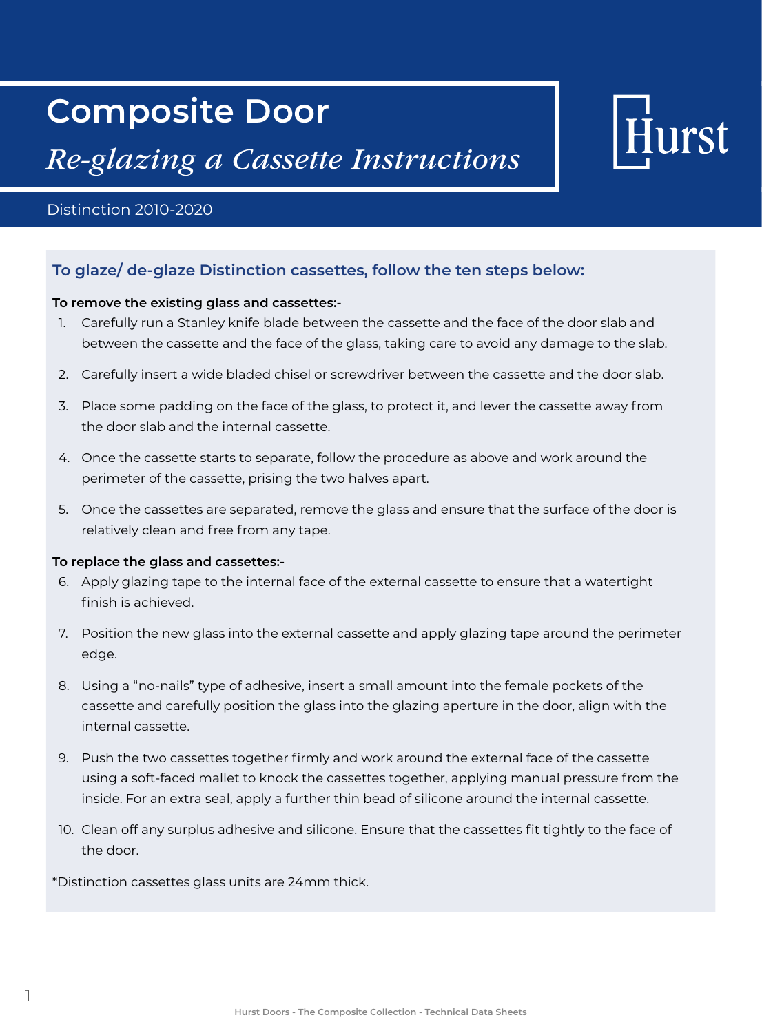# Composite Door

## *Re-glazing a Cassette Instructions*

Hurst

Distinction 2010-2020

### To glaze/ de-glaze Distinction cassettes, follow the ten steps below:

**To remove the existing glass and cassettes:-**

1. Carefully run a Stanley knife blade between the cassette and the face of the door slab and between the cassette and the face of the glass, taking care to avoid any damage to the slab.
2. Carefully insert a wide bladed chisel or screwdriver between the cassette and the door slab.
3. Place some padding on the face of the glass, to protect it, and lever the cassette away from the door slab and the internal cassette.
4. Once the cassette starts to separate, follow the procedure as above and work around the perimeter of the cassette, prising the two halves apart.
5. Once the cassettes are separated, remove the glass and ensure that the surface of the door is relatively clean and free from any tape.

**To replace the glass and cassettes:-**

6. Apply glazing tape to the internal face of the external cassette to ensure that a watertight finish is achieved.
7. Position the new glass into the external cassette and apply glazing tape around the perimeter edge.
8. Using a “no-nails” type of adhesive, insert a small amount into the female pockets of the cassette and carefully position the glass into the glazing aperture in the door, align with the internal cassette.
9. Push the two cassettes together firmly and work around the external face of the cassette using a soft-faced mallet to knock the cassettes together, applying manual pressure from the inside. For an extra seal, apply a further thin bead of silicone around the internal cassette.
10. Clean off any surplus adhesive and silicone. Ensure that the cassettes fit tightly to the face of the door.

*Distinction cassettes glass units are 24mm thick.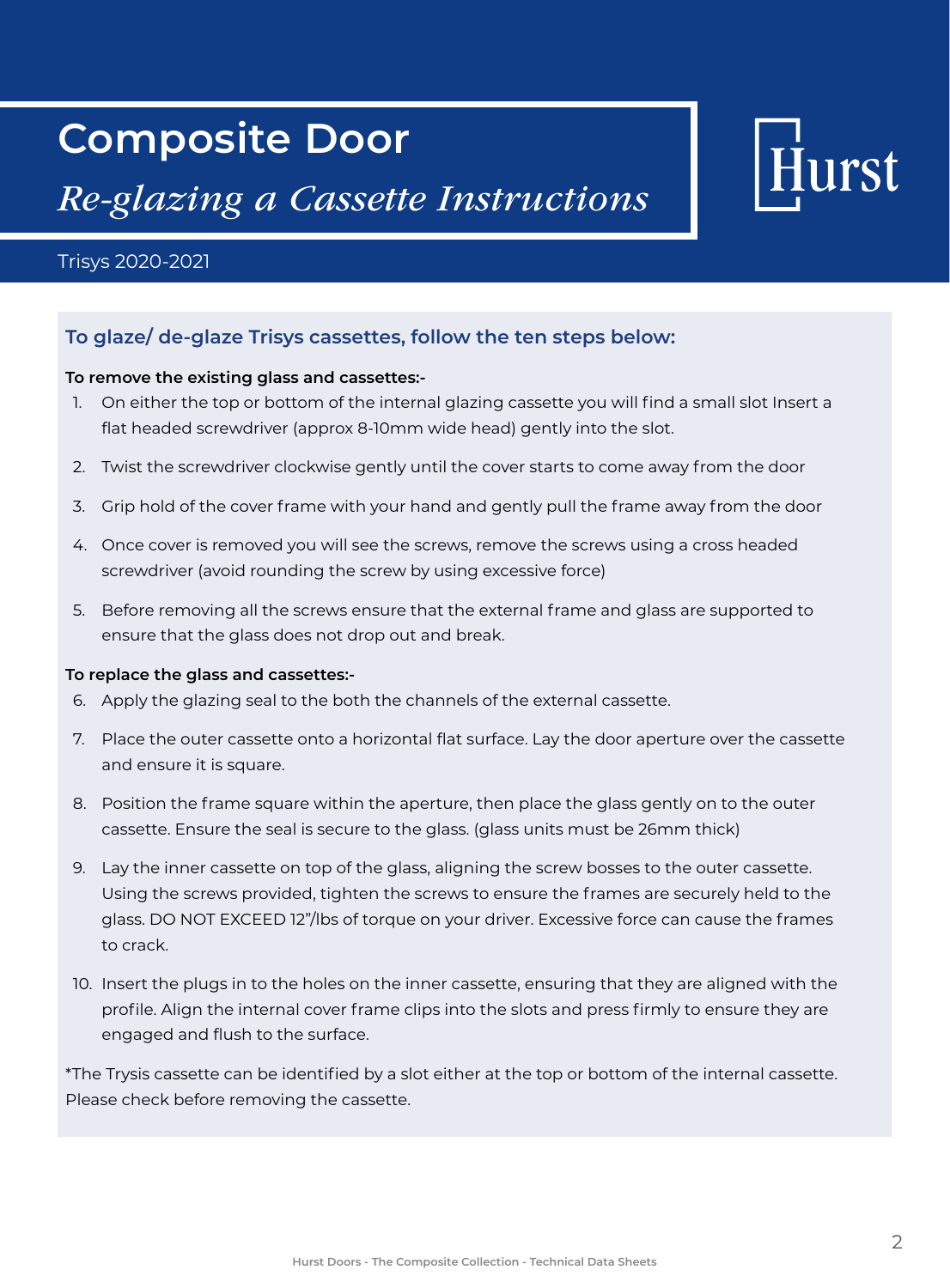# Composite Door

## *Re-glazing a Cassette Instructions*

Hurst

Trisys 2020-2021

### To glaze/ de-glaze Trisys cassettes, follow the ten steps below:

**To remove the existing glass and cassettes:-**

1. On either the top or bottom of the internal glazing cassette you will find a small slot Insert a flat headed screwdriver (approx 8-10mm wide head) gently into the slot.
2. Twist the screwdriver clockwise gently until the cover starts to come away from the door
3. Grip hold of the cover frame with your hand and gently pull the frame away from the door
4. Once cover is removed you will see the screws, remove the screws using a cross headed screwdriver (avoid rounding the screw by using excessive force)
5. Before removing all the screws ensure that the external frame and glass are supported to ensure that the glass does not drop out and break.

**To replace the glass and cassettes:-**

6. Apply the glazing seal to the both the channels of the external cassette.
7. Place the outer cassette onto a horizontal flat surface. Lay the door aperture over the cassette and ensure it is square.
8. Position the frame square within the aperture, then place the glass gently on to the outer cassette. Ensure the seal is secure to the glass. (glass units must be 26mm thick)
9. Lay the inner cassette on top of the glass, aligning the screw bosses to the outer cassette. Using the screws provided, tighten the screws to ensure the frames are securely held to the glass. DO NOT EXCEED 12"/lbs of torque on your driver. Excessive force can cause the frames to crack.
10. Insert the plugs in to the holes on the inner cassette, ensuring that they are aligned with the profile. Align the internal cover frame clips into the slots and press firmly to ensure they are engaged and flush to the surface.

*The Trysis cassette can be identified by a slot either at the top or bottom of the internal cassette. Please check before removing the cassette.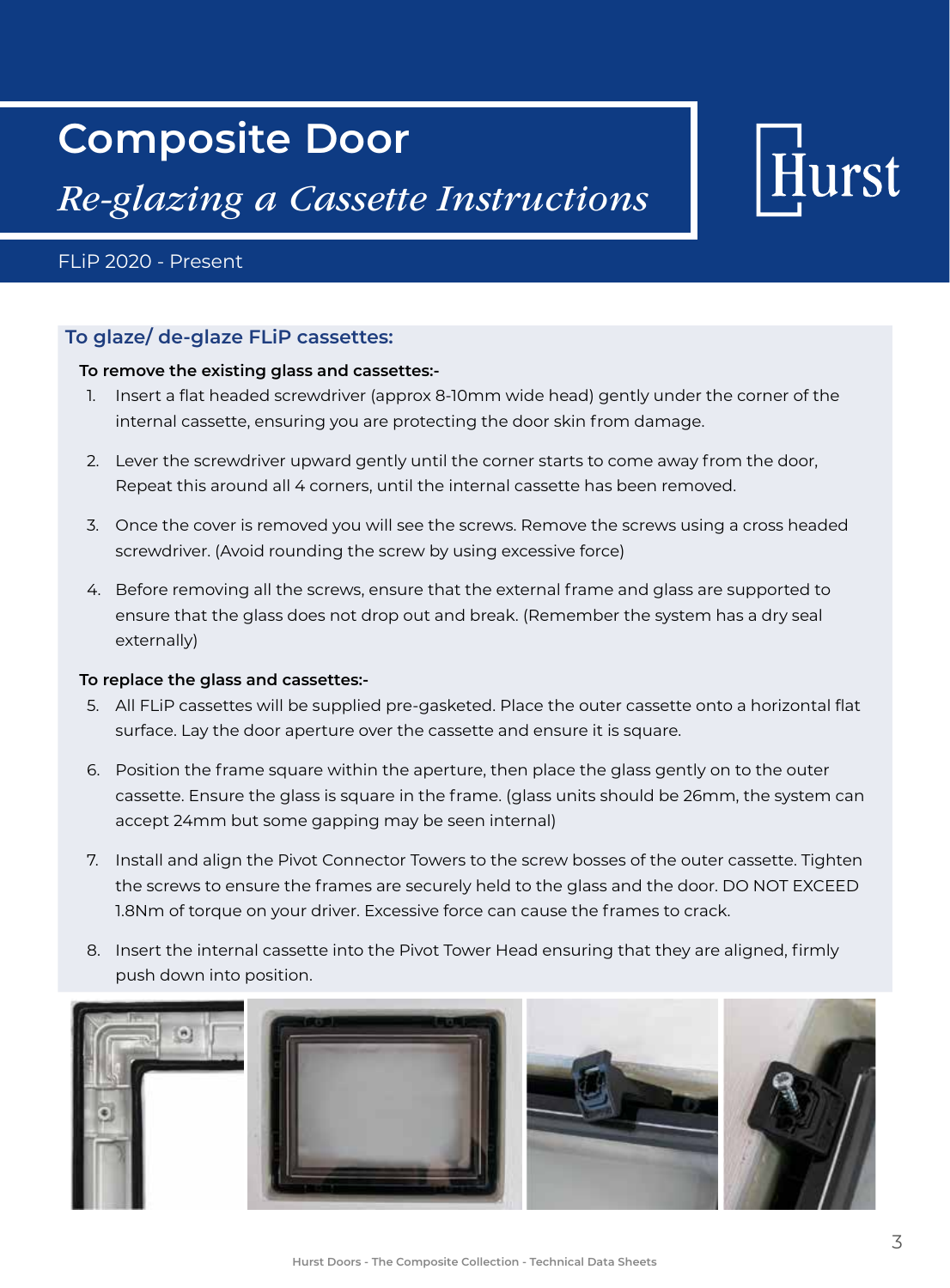# Composite Door

## *Re-glazing a Cassette Instructions*

Hurst

FLiP 2020 - Present

### To glaze/ de-glaze FLiP cassettes:

**To remove the existing glass and cassettes:-**

1. Insert a flat headed screwdriver (approx 8-10mm wide head) gently under the corner of the internal cassette, ensuring you are protecting the door skin from damage.
2. Lever the screwdriver upward gently until the corner starts to come away from the door, Repeat this around all 4 corners, until the internal cassette has been removed.
3. Once the cover is removed you will see the screws. Remove the screws using a cross headed screwdriver. (Avoid rounding the screw by using excessive force)
4. Before removing all the screws, ensure that the external frame and glass are supported to ensure that the glass does not drop out and break. (Remember the system has a dry seal externally)

**To replace the glass and cassettes:-**

5. All FLiP cassettes will be supplied pre-gasketed. Place the outer cassette onto a horizontal flat surface. Lay the door aperture over the cassette and ensure it is square.
6. Position the frame square within the aperture, then place the glass gently on to the outer cassette. Ensure the glass is square in the frame. (glass units should be 26mm, the system can accept 24mm but some gapping may be seen internal)
7. Install and align the Pivot Connector Towers to the screw bosses of the outer cassette. Tighten the screws to ensure the frames are securely held to the glass and the door. DO NOT EXCEED 1.8Nm of torque on your driver. Excessive force can cause the frames to crack.
8. Insert the internal cassette into the Pivot Tower Head ensuring that they are aligned, firmly push down into position.